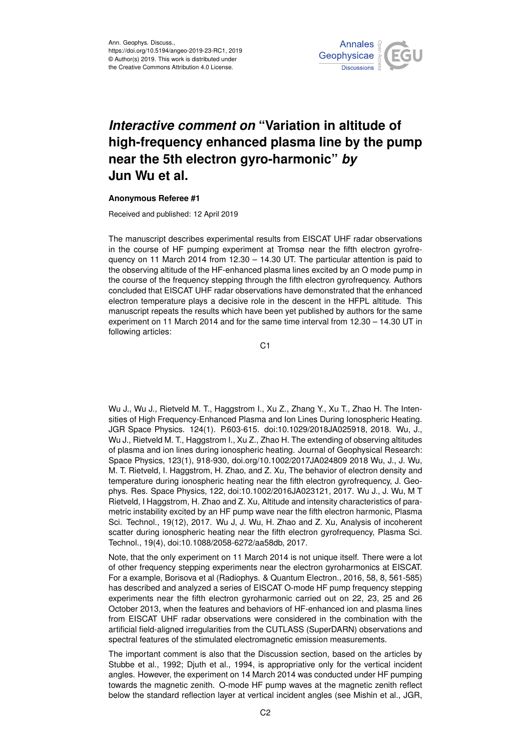# *Interactive comment on* "Variation in altitude of high-frequency enhanced plasma line by the pump near the 5th electron gyro-harmonic" *by* Jun Wu et al.

**Anonymous Referee #1**

Received and published: 12 April 2019

The manuscript describes experimental results from EISCAT UHF radar observations in the course of HF pumping experiment at Tromsø near the fifth electron gyrofrequency on 11 March 2014 from 12.30 – 14.30 UT. The particular attention is paid to the observing altitude of the HF-enhanced plasma lines excited by an O mode pump in the course of the frequency stepping through the fifth electron gyrofrequency. Authors concluded that EISCAT UHF radar observations have demonstrated that the enhanced electron temperature plays a decisive role in the descent in the HFPL altitude. This manuscript repeats the results which have been yet published by authors for the same experiment on 11 March 2014 and for the same time interval from 12.30 – 14.30 UT in following articles:

Wu J., Wu J., Rietveld M. T., Haggstrom I., Xu Z., Zhang Y., Xu T., Zhao H. The Intensities of High Frequency-Enhanced Plasma and Ion Lines During Ionospheric Heating. JGR Space Physics. 124(1). P.603-615. doi:10.1029/2018JA025918, 2018. Wu, J., Wu J., Rietveld M. T., Haggstrom I., Xu Z., Zhao H. The extending of observing altitudes of plasma and ion lines during ionospheric heating. Journal of Geophysical Research: Space Physics, 123(1), 918-930, doi.org/10.1002/2017JA024809 2018 Wu, J., J. Wu, M. T. Rietveld, I. Haggstrom, H. Zhao, and Z. Xu, The behavior of electron density and temperature during ionospheric heating near the fifth electron gyrofrequency, J. Geophys. Res. Space Physics, 122, doi:10.1002/2016JA023121, 2017. Wu J., J. Wu, M T Rietveld, I Haggstrom, H. Zhao and Z. Xu, Altitude and intensity characteristics of parametric instability excited by an HF pump wave near the fifth electron harmonic, Plasma Sci. Technol., 19(12), 2017. Wu J, J. Wu, H. Zhao and Z. Xu, Analysis of incoherent scatter during ionospheric heating near the fifth electron gyrofrequency, Plasma Sci. Technol., 19(4), doi:10.1088/2058-6272/aa58db, 2017.

Note, that the only experiment on 11 March 2014 is not unique itself. There were a lot of other frequency stepping experiments near the electron gyroharmonics at EISCAT. For a example, Borisova et al (Radiophys. & Quantum Electron., 2016, 58, 8, 561-585) has described and analyzed a series of EISCAT O-mode HF pump frequency stepping experiments near the fifth electron gyroharmonic carried out on 22, 23, 25 and 26 October 2013, when the features and behaviors of HF-enhanced ion and plasma lines from EISCAT UHF radar observations were considered in the combination with the artificial field-aligned irregularities from the CUTLASS (SuperDARN) observations and spectral features of the stimulated electromagnetic emission measurements.

The important comment is also that the Discussion section, based on the articles by Stubbe et al., 1992; Djuth et al., 1994, is appropriative only for the vertical incident angles. However, the experiment on 14 March 2014 was conducted under HF pumping towards the magnetic zenith. O-mode HF pump waves at the magnetic zenith reflect below the standard reflection layer at vertical incident angles (see Mishin et al., JGR,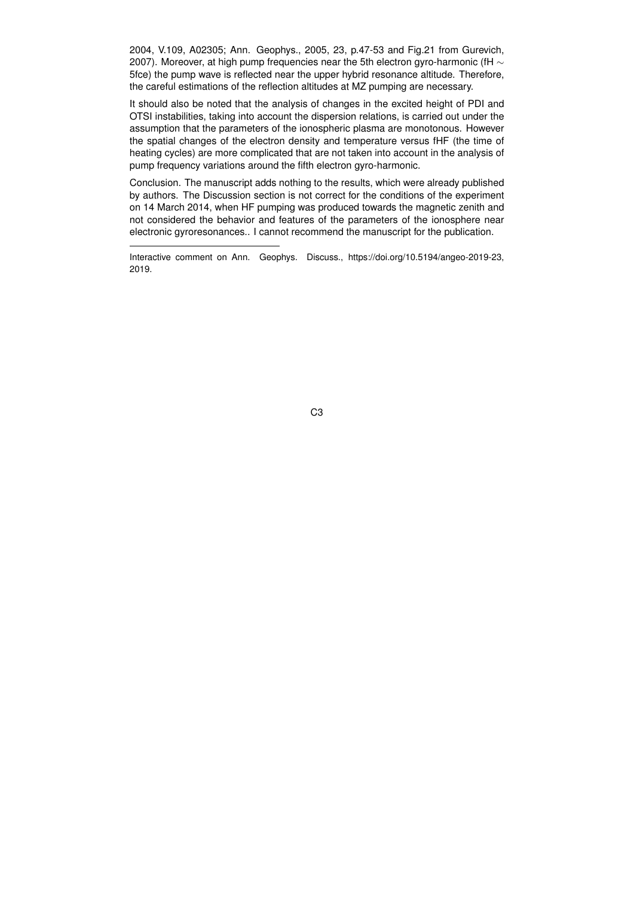2004, V.109, A02305; Ann. Geophys., 2005, 23, p.47-53 and Fig.21 from Gurevich, 2007). Moreover, at high pump frequencies near the 5th electron gyro-harmonic ($fH \sim 5fce$) the pump wave is reflected near the upper hybrid resonance altitude. Therefore, the careful estimations of the reflection altitudes at MZ pumping are necessary.

It should also be noted that the analysis of changes in the excited height of PDI and OTSI instabilities, taking into account the dispersion relations, is carried out under the assumption that the parameters of the ionospheric plasma are monotonous. However the spatial changes of the electron density and temperature versus fHF (the time of heating cycles) are more complicated that are not taken into account in the analysis of pump frequency variations around the fifth electron gyro-harmonic.

Conclusion. The manuscript adds nothing to the results, which were already published by authors. The Discussion section is not correct for the conditions of the experiment on 14 March 2014, when HF pumping was produced towards the magnetic zenith and not considered the behavior and features of the parameters of the ionosphere near electronic gyroresonances.. I cannot recommend the manuscript for the publication.

---

Interactive comment on Ann. Geophys. Discuss., https://doi.org/10.5194/angeo-2019-23, 2019.